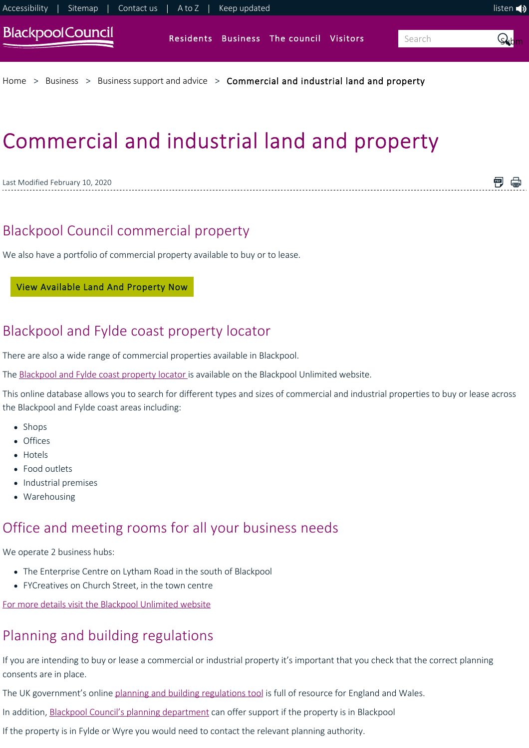Accessibility | Sitemap | Contact us | A to Z | Keep updated

listen

Blackpool Council

Residents Business The council Visitors

Home > Business > Business support and advice > Commercial and industrial land and property

# Commercial and industrial land and property

Last Modified February 10, 2020

## Blackpool Council commercial property

We also have a portfolio of commercial property available to buy or to lease.

View Available Land And Property Now

## Blackpool and Fylde coast property locator

There are also a wide range of commercial properties available in Blackpool.

The Blackpool and Fylde coast property locator is available on the Blackpool Unlimited website.

This online database allows you to search for different types and sizes of commercial and industrial properties to buy or lease across the Blackpool and Fylde coast areas including:

- Shops
- Offices
- Hotels
- Food outlets
- Industrial premises
- Warehousing

## Office and meeting rooms for all your business needs

We operate 2 business hubs:

- The Enterprise Centre on Lytham Road in the south of Blackpool
- FYCreatives on Church Street, in the town centre

For more details visit the Blackpool Unlimited website

## Planning and building regulations

If you are intending to buy or lease a commercial or industrial property it's important that you check that the correct planning consents are in place.

The UK government's online planning and building regulations tool is full of resource for England and Wales.

In addition, Blackpool Council's planning department can offer support if the property is in Blackpool

If the property is in Fylde or Wyre you would need to contact the relevant planning authority.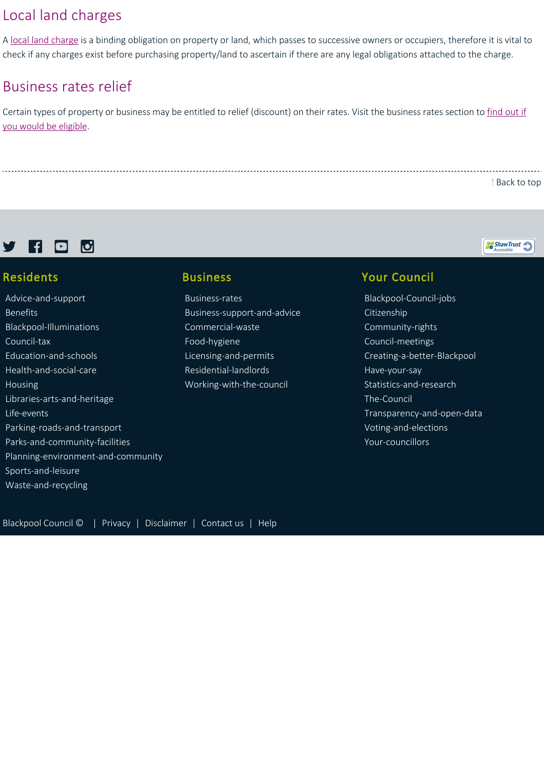## Local land charges

A local land charge is a binding obligation on property or land, which passes to successive owners or occupiers, therefore it is vital to check if any charges exist before purchasing property/land to ascertain if there are any legal obligations attached to the charge.

## Business rates relief

Certain types of property or business may be entitled to relief (discount) on their rates. Visit the business rates section to find out if you would be eligible.

↑ Back to top

### Residents

- Advice-and-support
- Benefits
- Blackpool-Illuminations
- Council-tax
- Education-and-schools
- Health-and-social-care
- Housing
- Libraries-arts-and-heritage
- Life-events
- Parking-roads-and-transport
- Parks-and-community-facilities
- Planning-environment-and-community
- Sports-and-leisure
- Waste-and-recycling

### Business

- Business-rates
- Business-support-and-advice
- Commercial-waste
- Food-hygiene
- Licensing-and-permits
- Residential-landlords
- Working-with-the-council

### Your Council

- Blackpool-Council-jobs
- Citizenship
- Community-rights
- Council-meetings
- Creating-a-better-Blackpool
- Have-your-say
- Statistics-and-research
- The-Council
- Transparency-and-open-data
- Voting-and-elections
- Your-councillors

Blackpool Council © | Privacy | Disclaimer | Contact us | Help